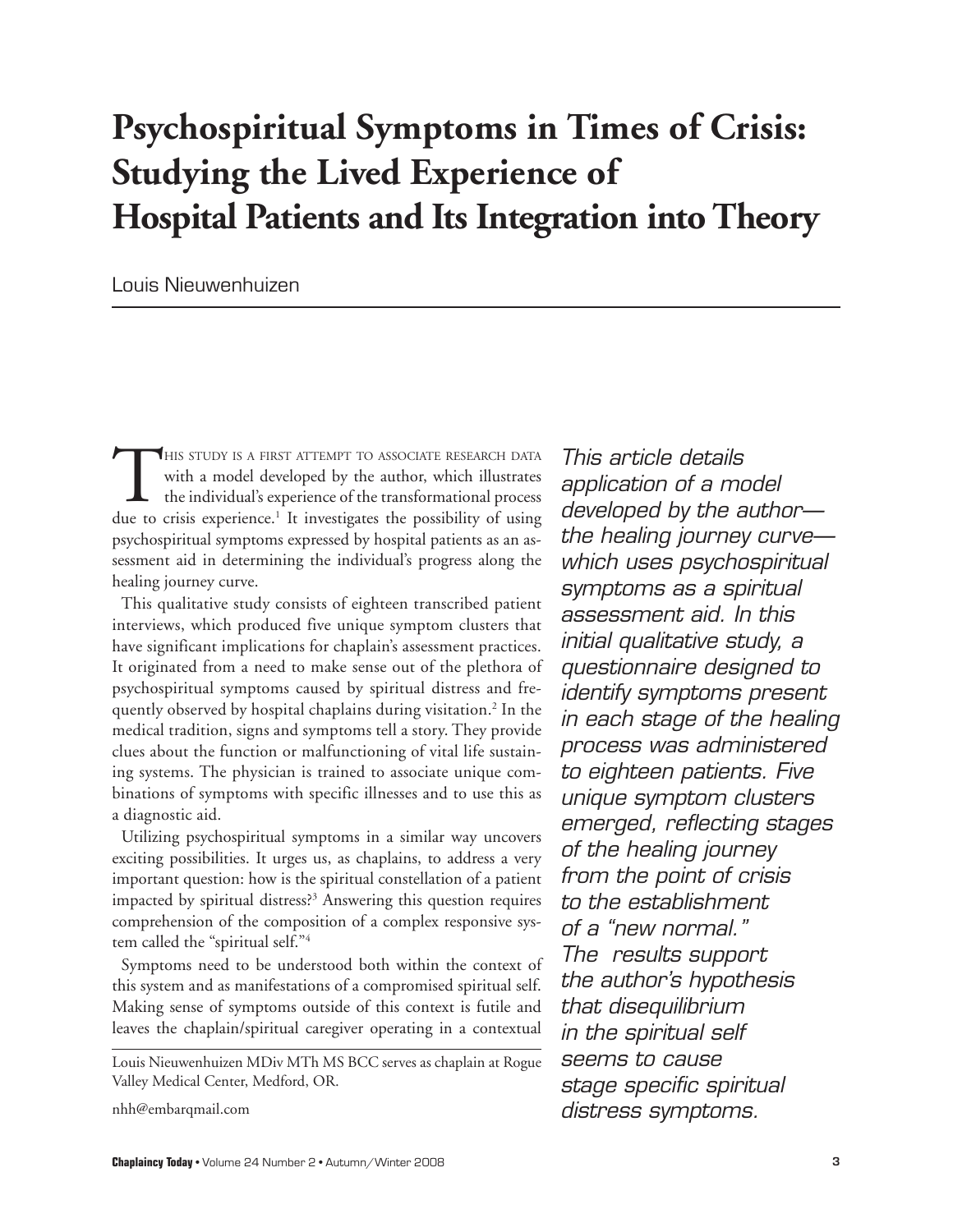# Psychospiritual Symptoms in Times of Crisis: Studying the Lived Experience of Hospital Patients and Its Integration into Theory

Louis Nieuwenhuizen

*This article details application of a model developed by the author—the healing journey curve—which uses psychospiritual symptoms as a spiritual assessment aid. In this initial qualitative study, a questionnaire designed to identify symptoms present in each stage of the healing process was administered to eighteen patients. Five unique symptom clusters emerged, reflecting stages of the healing journey from the point of crisis to the establishment of a "new normal." The results support the author's hypothesis that disequilibrium in the spiritual self seems to cause stage specific spiritual distress symptoms.*

This study is a first attempt to associate research data with a model developed by the author, which illustrates the individual's experience of the transformational process due to crisis experience.[1] It investigates the possibility of using psychospiritual symptoms expressed by hospital patients as an assessment aid in determining the individual's progress along the healing journey curve.

This qualitative study consists of eighteen transcribed patient interviews, which produced five unique symptom clusters that have significant implications for chaplain's assessment practices. It originated from a need to make sense out of the plethora of psychospiritual symptoms caused by spiritual distress and frequently observed by hospital chaplains during visitation.[2] In the medical tradition, signs and symptoms tell a story. They provide clues about the function or malfunctioning of vital life sustaining systems. The physician is trained to associate unique combinations of symptoms with specific illnesses and to use this as a diagnostic aid.

Utilizing psychospiritual symptoms in a similar way uncovers exciting possibilities. It urges us, as chaplains, to address a very important question: how is the spiritual constellation of a patient impacted by spiritual distress?[3] Answering this question requires comprehension of the composition of a complex responsive system called the "spiritual self."[4]

Symptoms need to be understood both within the context of this system and as manifestations of a compromised spiritual self. Making sense of symptoms outside of this context is futile and leaves the chaplain/spiritual caregiver operating in a contextual

---

Louis Nieuwenhuizen MDiv MTh MS BCC serves as chaplain at Rogue Valley Medical Center, Medford, OR.

nhh@embarqmail.com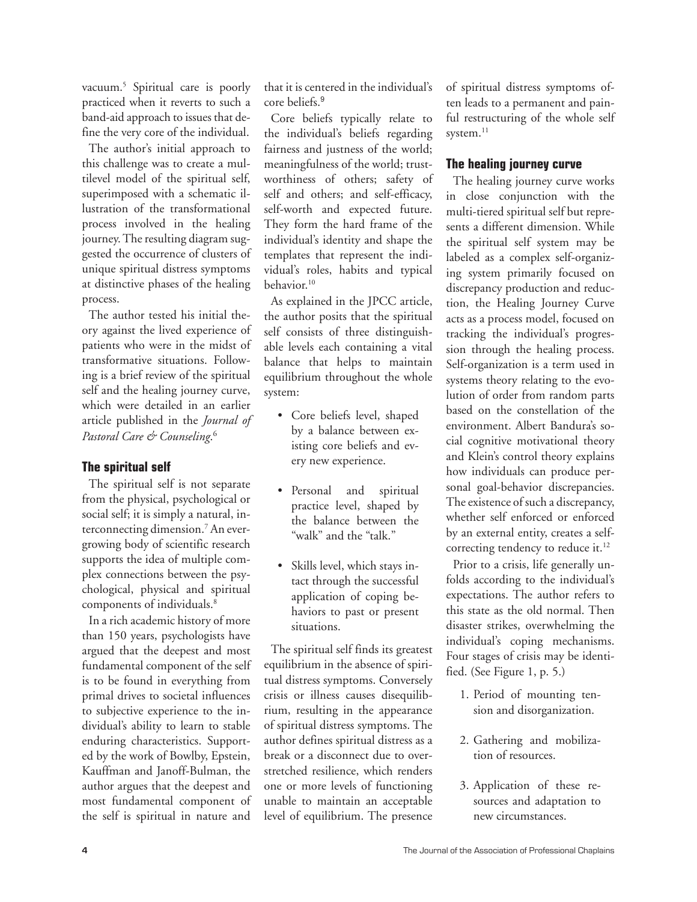vacuum.[5] Spiritual care is poorly practiced when it reverts to such a band-aid approach to issues that define the very core of the individual.

The author's initial approach to this challenge was to create a multilevel model of the spiritual self, superimposed with a schematic illustration of the transformational process involved in the healing journey. The resulting diagram suggested the occurrence of clusters of unique spiritual distress symptoms at distinctive phases of the healing process.

The author tested his initial theory against the lived experience of patients who were in the midst of transformative situations. Following is a brief review of the spiritual self and the healing journey curve, which were detailed in an earlier article published in the *Journal of Pastoral Care & Counseling*.[6]

## The spiritual self

The spiritual self is not separate from the physical, psychological or social self; it is simply a natural, interconnecting dimension.[7] An ever-growing body of scientific research supports the idea of multiple complex connections between the psychological, physical and spiritual components of individuals.[8]

In a rich academic history of more than 150 years, psychologists have argued that the deepest and most fundamental component of the self is to be found in everything from primal drives to societal influences to subjective experience to the individual's ability to learn to stable enduring characteristics. Supported by the work of Bowlby, Epstein, Kauffman and Janoff-Bulman, the author argues that the deepest and most fundamental component of the self is spiritual in nature and that it is centered in the individual's core beliefs.[9]

Core beliefs typically relate to the individual's beliefs regarding fairness and justness of the world; meaningfulness of the world; trustworthiness of others; safety of self and others; and self-efficacy, self-worth and expected future. They form the hard frame of the individual's identity and shape the templates that represent the individual's roles, habits and typical behavior.[10]

As explained in the JPCC article, the author posits that the spiritual self consists of three distinguishable levels each containing a vital balance that helps to maintain equilibrium throughout the whole system:

- Core beliefs level, shaped by a balance between existing core beliefs and every new experience.
- Personal and spiritual practice level, shaped by the balance between the "walk" and the "talk."
- Skills level, which stays intact through the successful application of coping behaviors to past or present situations.

The spiritual self finds its greatest equilibrium in the absence of spiritual distress symptoms. Conversely crisis or illness causes disequilibrium, resulting in the appearance of spiritual distress symptoms. The author defines spiritual distress as a break or a disconnect due to overstretched resilience, which renders one or more levels of functioning unable to maintain an acceptable level of equilibrium. The presence of spiritual distress symptoms often leads to a permanent and painful restructuring of the whole self system.[11]

## The healing journey curve

The healing journey curve works in close conjunction with the multi-tiered spiritual self but represents a different dimension. While the spiritual self system may be labeled as a complex self-organizing system primarily focused on discrepancy production and reduction, the Healing Journey Curve acts as a process model, focused on tracking the individual's progression through the healing process. Self-organization is a term used in systems theory relating to the evolution of order from random parts based on the constellation of the environment. Albert Bandura's social cognitive motivational theory and Klein's control theory explains how individuals can produce personal goal-behavior discrepancies. The existence of such a discrepancy, whether self enforced or enforced by an external entity, creates a self-correcting tendency to reduce it.[12]

Prior to a crisis, life generally unfolds according to the individual's expectations. The author refers to this state as the old normal. Then disaster strikes, overwhelming the individual's coping mechanisms. Four stages of crisis may be identified. (See Figure 1, p. 5.)

1. Period of mounting tension and disorganization.
2. Gathering and mobilization of resources.
3. Application of these resources and adaptation to new circumstances.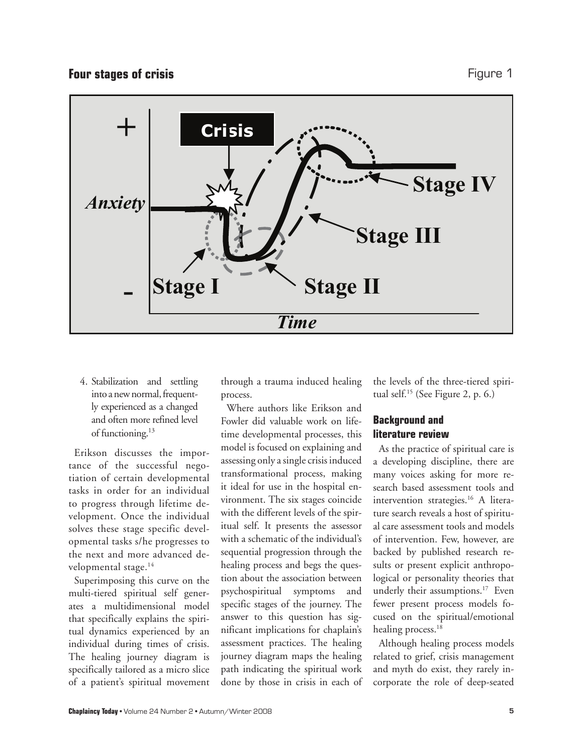**Four stages of crisis**

Figure 1

4. Stabilization and settling into a new normal, frequently experienced as a changed and often more refined level of functioning.[13]

Erikson discusses the importance of the successful negotiation of certain developmental tasks in order for an individual to progress through lifetime development. Once the individual solves these stage specific developmental tasks s/he progresses to the next and more advanced developmental stage.[14]

Superimposing this curve on the multi-tiered spiritual self generates a multidimensional model that specifically explains the spiritual dynamics experienced by an individual during times of crisis. The healing journey diagram is specifically tailored as a micro slice of a patient's spiritual movement through a trauma induced healing process.

Where authors like Erikson and Fowler did valuable work on lifetime developmental processes, this model is focused on explaining and assessing only a single crisis induced transformational process, making it ideal for use in the hospital environment. The six stages coincide with the different levels of the spiritual self. It presents the assessor with a schematic of the individual's sequential progression through the healing process and begs the question about the association between psychospiritual symptoms and specific stages of the journey. The answer to this question has significant implications for chaplain's assessment practices. The healing journey diagram maps the healing path indicating the spiritual work done by those in crisis in each of the levels of the three-tiered spiritual self.[15] (See Figure 2, p. 6.)

## Background and literature review

As the practice of spiritual care is a developing discipline, there are many voices asking for more research based assessment tools and intervention strategies.[16] A literature search reveals a host of spiritual care assessment tools and models of intervention. Few, however, are backed by published research results or present explicit anthropological or personality theories that underly their assumptions.[17] Even fewer present process models focused on the spiritual/emotional healing process.[18]

Although healing process models related to grief, crisis management and myth do exist, they rarely incorporate the role of deep-seated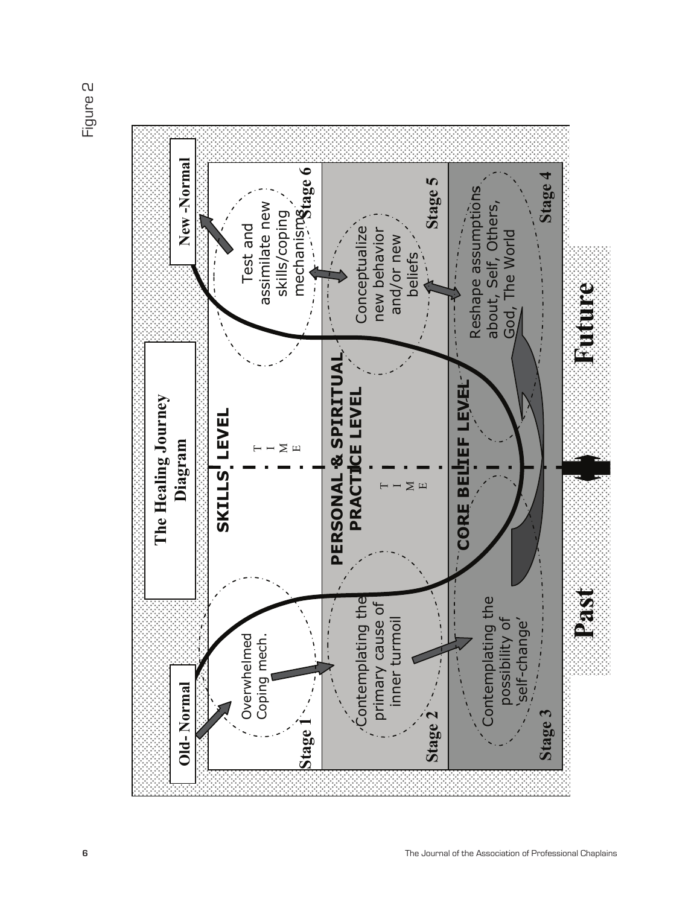Figure 2

**The Healing Journey Diagram**

**Old- Normal**

**New -Normal**

**SKILLS LEVEL**

**PERSONAL & SPIRITUAL PRACTICE LEVEL**

**CORE BELIEF LEVEL**

T I M E

**Stage 1** Overwhelmed Coping mech.

**Stage 2** Contemplating the primary cause of inner turmoil

**Stage 3** Contemplating the possibility of 'self-change'

**Stage 4** Reshape assumptions about, Self, Others, God, The World

**Stage 5** Conceptualize new behavior and/or new beliefs

**Stage 6** Test and assimilate new skills/coping mechanisms

**Past**

**Future**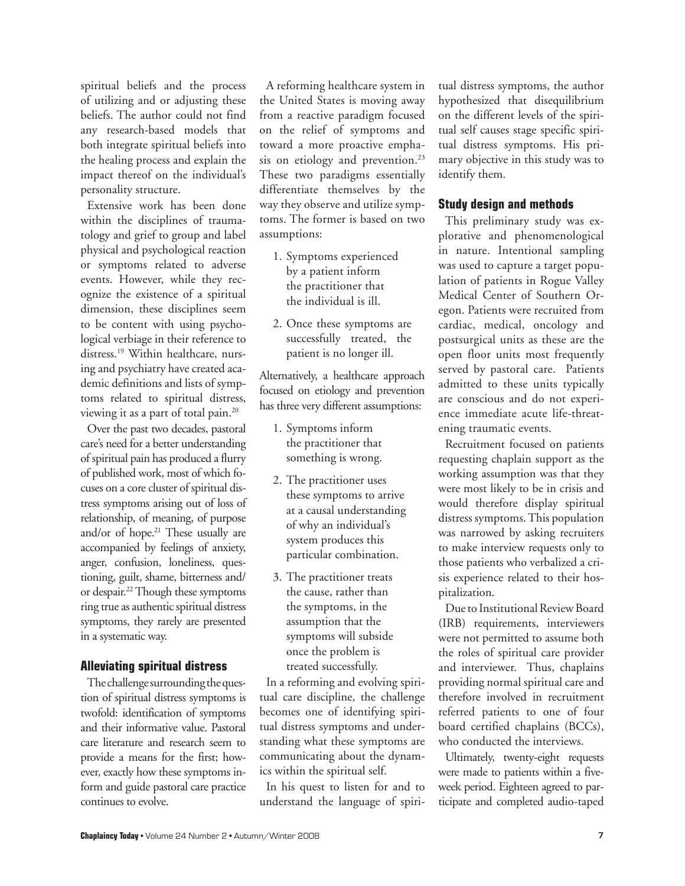spiritual beliefs and the process of utilizing and or adjusting these beliefs. The author could not find any research-based models that both integrate spiritual beliefs into the healing process and explain the impact thereof on the individual's personality structure.

Extensive work has been done within the disciplines of traumatology and grief to group and label physical and psychological reaction or symptoms related to adverse events. However, while they recognize the existence of a spiritual dimension, these disciplines seem to be content with using psychological verbiage in their reference to distress.[19] Within healthcare, nursing and psychiatry have created academic definitions and lists of symptoms related to spiritual distress, viewing it as a part of total pain.[20]

Over the past two decades, pastoral care's need for a better understanding of spiritual pain has produced a flurry of published work, most of which focuses on a core cluster of spiritual distress symptoms arising out of loss of relationship, of meaning, of purpose and/or of hope.[21] These usually are accompanied by feelings of anxiety, anger, confusion, loneliness, questioning, guilt, shame, bitterness and/or despair.[22] Though these symptoms ring true as authentic spiritual distress symptoms, they rarely are presented in a systematic way.

## Alleviating spiritual distress

The challenge surrounding the question of spiritual distress symptoms is twofold: identification of symptoms and their informative value. Pastoral care literature and research seem to provide a means for the first; however, exactly how these symptoms inform and guide pastoral care practice continues to evolve.

A reforming healthcare system in the United States is moving away from a reactive paradigm focused on the relief of symptoms and toward a more proactive emphasis on etiology and prevention.[23] These two paradigms essentially differentiate themselves by the way they observe and utilize symptoms. The former is based on two assumptions:

1. Symptoms experienced by a patient inform the practitioner that the individual is ill.
2. Once these symptoms are successfully treated, the patient is no longer ill.

Alternatively, a healthcare approach focused on etiology and prevention has three very different assumptions:

1. Symptoms inform the practitioner that something is wrong.
2. The practitioner uses these symptoms to arrive at a causal understanding of why an individual's system produces this particular combination.
3. The practitioner treats the cause, rather than the symptoms, in the assumption that the symptoms will subside once the problem is treated successfully.

In a reforming and evolving spiritual care discipline, the challenge becomes one of identifying spiritual distress symptoms and understanding what these symptoms are communicating about the dynamics within the spiritual self.

In his quest to listen for and to understand the language of spiritual distress symptoms, the author hypothesized that disequilibrium on the different levels of the spiritual self causes stage specific spiritual distress symptoms. His primary objective in this study was to identify them.

## Study design and methods

This preliminary study was explorative and phenomenological in nature. Intentional sampling was used to capture a target population of patients in Rogue Valley Medical Center of Southern Oregon. Patients were recruited from cardiac, medical, oncology and postsurgical units as these are the open floor units most frequently served by pastoral care. Patients admitted to these units typically are conscious and do not experience immediate acute life-threatening traumatic events.

Recruitment focused on patients requesting chaplain support as the working assumption was that they were most likely to be in crisis and would therefore display spiritual distress symptoms. This population was narrowed by asking recruiters to make interview requests only to those patients who verbalized a crisis experience related to their hospitalization.

Due to Institutional Review Board (IRB) requirements, interviewers were not permitted to assume both the roles of spiritual care provider and interviewer. Thus, chaplains providing normal spiritual care and therefore involved in recruitment referred patients to one of four board certified chaplains (BCCs), who conducted the interviews.

Ultimately, twenty-eight requests were made to patients within a five-week period. Eighteen agreed to participate and completed audio-taped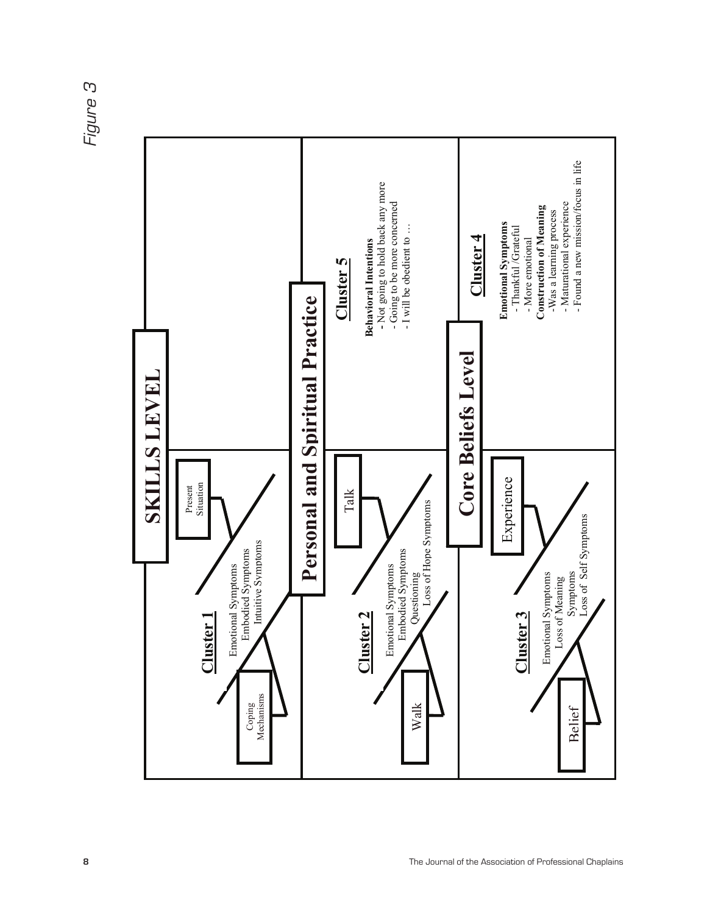*Figure 3*

## SKILLS LEVEL

**Cluster 1**

Present Situation

Emotional Symptoms
Embodied Symptoms
Intuitive Symptoms

Coping Mechanisms

## Personal and Spiritual Practice

**Cluster 2**

Talk

Emotional Symptoms
Embodied Symptoms
Questioning
Loss of Hope Symptoms

Walk

**Cluster 5**

**Behavioral Intentions**
- Not going to hold back any more
- Going to be more concerned
- I will be obedient to …

## Core Beliefs Level

**Cluster 3**

Experience

Emotional Symptoms
Loss of Meaning
Symptoms
Loss of Self Symptoms

Belief

**Cluster 4**

**Emotional Symptoms**
- Thankful /Grateful
- More emotional

**Construction of Meaning**
- Was a learning process
- Maturational experience
- Found a new mission/focus in life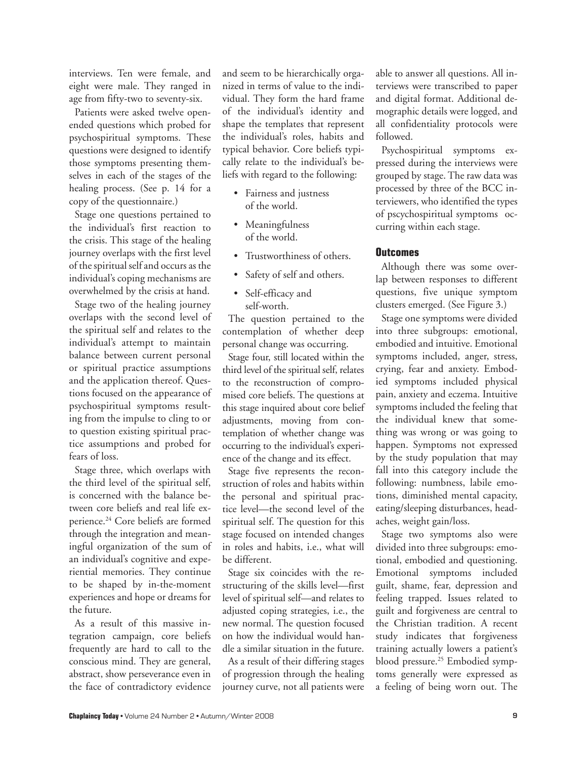interviews. Ten were female, and eight were male. They ranged in age from fifty-two to seventy-six.

Patients were asked twelve open-ended questions which probed for psychospiritual symptoms. These questions were designed to identify those symptoms presenting themselves in each of the stages of the healing process. (See p. 14 for a copy of the questionnaire.)

Stage one questions pertained to the individual's first reaction to the crisis. This stage of the healing journey overlaps with the first level of the spiritual self and occurs as the individual's coping mechanisms are overwhelmed by the crisis at hand.

Stage two of the healing journey overlaps with the second level of the spiritual self and relates to the individual's attempt to maintain balance between current personal or spiritual practice assumptions and the application thereof. Questions focused on the appearance of psychospiritual symptoms resulting from the impulse to cling to or to question existing spiritual practice assumptions and probed for fears of loss.

Stage three, which overlaps with the third level of the spiritual self, is concerned with the balance between core beliefs and real life experience.[24] Core beliefs are formed through the integration and meaningful organization of the sum of an individual's cognitive and experiential memories. They continue to be shaped by in-the-moment experiences and hope or dreams for the future.

As a result of this massive integration campaign, core beliefs frequently are hard to call to the conscious mind. They are general, abstract, show perseverance even in the face of contradictory evidence and seem to be hierarchically organized in terms of value to the individual. They form the hard frame of the individual's identity and shape the templates that represent the individual's roles, habits and typical behavior. Core beliefs typically relate to the individual's beliefs with regard to the following:

- Fairness and justness of the world.
- Meaningfulness of the world.
- Trustworthiness of others.
- Safety of self and others.
- Self-efficacy and self-worth.

The question pertained to the contemplation of whether deep personal change was occurring.

Stage four, still located within the third level of the spiritual self, relates to the reconstruction of compromised core beliefs. The questions at this stage inquired about core belief adjustments, moving from contemplation of whether change was occurring to the individual's experience of the change and its effect.

Stage five represents the reconstruction of roles and habits within the personal and spiritual practice level—the second level of the spiritual self. The question for this stage focused on intended changes in roles and habits, i.e., what will be different.

Stage six coincides with the restructuring of the skills level—first level of spiritual self—and relates to adjusted coping strategies, i.e., the new normal. The question focused on how the individual would handle a similar situation in the future.

As a result of their differing stages of progression through the healing journey curve, not all patients were able to answer all questions. All interviews were transcribed to paper and digital format. Additional demographic details were logged, and all confidentiality protocols were followed.

Psychospiritual symptoms expressed during the interviews were grouped by stage. The raw data was processed by three of the BCC interviewers, who identified the types of pscychospiritual symptoms occurring within each stage.

## Outcomes

Although there was some overlap between responses to different questions, five unique symptom clusters emerged. (See Figure 3.)

Stage one symptoms were divided into three subgroups: emotional, embodied and intuitive. Emotional symptoms included, anger, stress, crying, fear and anxiety. Embodied symptoms included physical pain, anxiety and eczema. Intuitive symptoms included the feeling that the individual knew that something was wrong or was going to happen. Symptoms not expressed by the study population that may fall into this category include the following: numbness, labile emotions, diminished mental capacity, eating/sleeping disturbances, headaches, weight gain/loss.

Stage two symptoms also were divided into three subgroups: emotional, embodied and questioning. Emotional symptoms included guilt, shame, fear, depression and feeling trapped. Issues related to guilt and forgiveness are central to the Christian tradition. A recent study indicates that forgiveness training actually lowers a patient's blood pressure.[25] Embodied symptoms generally were expressed as a feeling of being worn out. The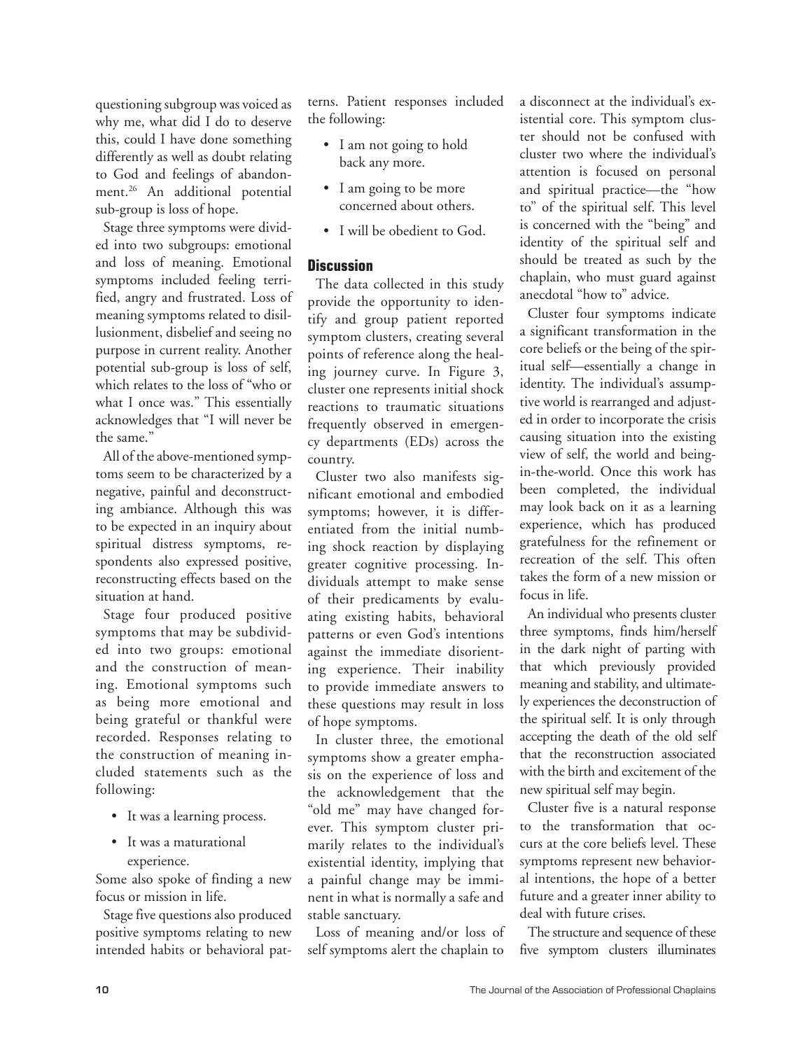questioning subgroup was voiced as why me, what did I do to deserve this, could I have done something differently as well as doubt relating to God and feelings of abandonment.[26] An additional potential sub-group is loss of hope.

Stage three symptoms were divided into two subgroups: emotional and loss of meaning. Emotional symptoms included feeling terrified, angry and frustrated. Loss of meaning symptoms related to disillusionment, disbelief and seeing no purpose in current reality. Another potential sub-group is loss of self, which relates to the loss of "who or what I once was." This essentially acknowledges that "I will never be the same."

All of the above-mentioned symptoms seem to be characterized by a negative, painful and deconstructing ambiance. Although this was to be expected in an inquiry about spiritual distress symptoms, respondents also expressed positive, reconstructing effects based on the situation at hand.

Stage four produced positive symptoms that may be subdivided into two groups: emotional and the construction of meaning. Emotional symptoms such as being more emotional and being grateful or thankful were recorded. Responses relating to the construction of meaning included statements such as the following:

- It was a learning process.
- It was a maturational experience.

Some also spoke of finding a new focus or mission in life.

Stage five questions also produced positive symptoms relating to new intended habits or behavioral patterns. Patient responses included the following:

- I am not going to hold back any more.
- I am going to be more concerned about others.
- I will be obedient to God.

## Discussion

The data collected in this study provide the opportunity to identify and group patient reported symptom clusters, creating several points of reference along the healing journey curve. In Figure 3, cluster one represents initial shock reactions to traumatic situations frequently observed in emergency departments (EDs) across the country.

Cluster two also manifests significant emotional and embodied symptoms; however, it is differentiated from the initial numbing shock reaction by displaying greater cognitive processing. Individuals attempt to make sense of their predicaments by evaluating existing habits, behavioral patterns or even God's intentions against the immediate disorienting experience. Their inability to provide immediate answers to these questions may result in loss of hope symptoms.

In cluster three, the emotional symptoms show a greater emphasis on the experience of loss and the acknowledgement that the "old me" may have changed forever. This symptom cluster primarily relates to the individual's existential identity, implying that a painful change may be imminent in what is normally a safe and stable sanctuary.

Loss of meaning and/or loss of self symptoms alert the chaplain to a disconnect at the individual's existential core. This symptom cluster should not be confused with cluster two where the individual's attention is focused on personal and spiritual practice—the "how to" of the spiritual self. This level is concerned with the "being" and identity of the spiritual self and should be treated as such by the chaplain, who must guard against anecdotal "how to" advice.

Cluster four symptoms indicate a significant transformation in the core beliefs or the being of the spiritual self—essentially a change in identity. The individual's assumptive world is rearranged and adjusted in order to incorporate the crisis causing situation into the existing view of self, the world and being-in-the-world. Once this work has been completed, the individual may look back on it as a learning experience, which has produced gratefulness for the refinement or recreation of the self. This often takes the form of a new mission or focus in life.

An individual who presents cluster three symptoms, finds him/herself in the dark night of parting with that which previously provided meaning and stability, and ultimately experiences the deconstruction of the spiritual self. It is only through accepting the death of the old self that the reconstruction associated with the birth and excitement of the new spiritual self may begin.

Cluster five is a natural response to the transformation that occurs at the core beliefs level. These symptoms represent new behavioral intentions, the hope of a better future and a greater inner ability to deal with future crises.

The structure and sequence of these five symptom clusters illuminates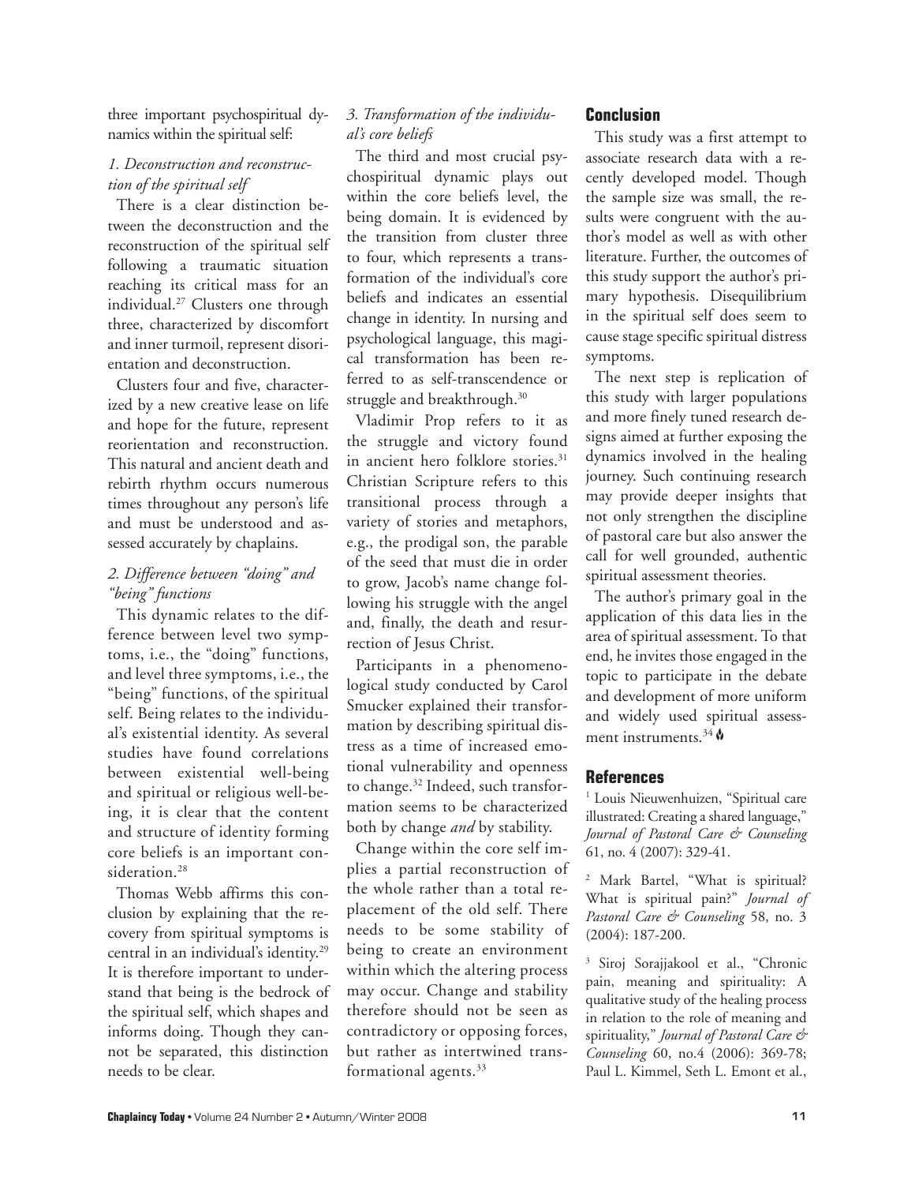three important psychospiritual dynamics within the spiritual self:

*1. Deconstruction and reconstruction of the spiritual self*

There is a clear distinction between the deconstruction and the reconstruction of the spiritual self following a traumatic situation reaching its critical mass for an individual.[27] Clusters one through three, characterized by discomfort and inner turmoil, represent disorientation and deconstruction.

Clusters four and five, characterized by a new creative lease on life and hope for the future, represent reorientation and reconstruction. This natural and ancient death and rebirth rhythm occurs numerous times throughout any person's life and must be understood and assessed accurately by chaplains.

*2. Difference between "doing" and "being" functions*

This dynamic relates to the difference between level two symptoms, i.e., the "doing" functions, and level three symptoms, i.e., the "being" functions, of the spiritual self. Being relates to the individual's existential identity. As several studies have found correlations between existential well-being and spiritual or religious well-being, it is clear that the content and structure of identity forming core beliefs is an important consideration.[28]

Thomas Webb affirms this conclusion by explaining that the recovery from spiritual symptoms is central in an individual's identity.[29] It is therefore important to understand that being is the bedrock of the spiritual self, which shapes and informs doing. Though they cannot be separated, this distinction needs to be clear.

*3. Transformation of the individual's core beliefs*

The third and most crucial psychospiritual dynamic plays out within the core beliefs level, the being domain. It is evidenced by the transition from cluster three to four, which represents a transformation of the individual's core beliefs and indicates an essential change in identity. In nursing and psychological language, this magical transformation has been referred to as self-transcendence or struggle and breakthrough.[30]

Vladimir Prop refers to it as the struggle and victory found in ancient hero folklore stories.[31] Christian Scripture refers to this transitional process through a variety of stories and metaphors, e.g., the prodigal son, the parable of the seed that must die in order to grow, Jacob's name change following his struggle with the angel and, finally, the death and resurrection of Jesus Christ.

Participants in a phenomenological study conducted by Carol Smucker explained their transformation by describing spiritual distress as a time of increased emotional vulnerability and openness to change.[32] Indeed, such transformation seems to be characterized both by change *and* by stability.

Change within the core self implies a partial reconstruction of the whole rather than a total replacement of the old self. There needs to be some stability of being to create an environment within which the altering process may occur. Change and stability therefore should not be seen as contradictory or opposing forces, but rather as intertwined transformational agents.[33]

## Conclusion

This study was a first attempt to associate research data with a recently developed model. Though the sample size was small, the results were congruent with the author's model as well as with other literature. Further, the outcomes of this study support the author's primary hypothesis. Disequilibrium in the spiritual self does seem to cause stage specific spiritual distress symptoms.

The next step is replication of this study with larger populations and more finely tuned research designs aimed at further exposing the dynamics involved in the healing journey. Such continuing research may provide deeper insights that not only strengthen the discipline of pastoral care but also answer the call for well grounded, authentic spiritual assessment theories.

The author's primary goal in the application of this data lies in the area of spiritual assessment. To that end, he invites those engaged in the topic to participate in the debate and development of more uniform and widely used spiritual assessment instruments.[34]

## References

[1] Louis Nieuwenhuizen, "Spiritual care illustrated: Creating a shared language," *Journal of Pastoral Care & Counseling* 61, no. 4 (2007): 329-41.

[2] Mark Bartel, "What is spiritual? What is spiritual pain?" *Journal of Pastoral Care & Counseling* 58, no. 3 (2004): 187-200.

[3] Siroj Sorajjakool et al., "Chronic pain, meaning and spirituality: A qualitative study of the healing process in relation to the role of meaning and spirituality," *Journal of Pastoral Care & Counseling* 60, no.4 (2006): 369-78; Paul L. Kimmel, Seth L. Emont et al.,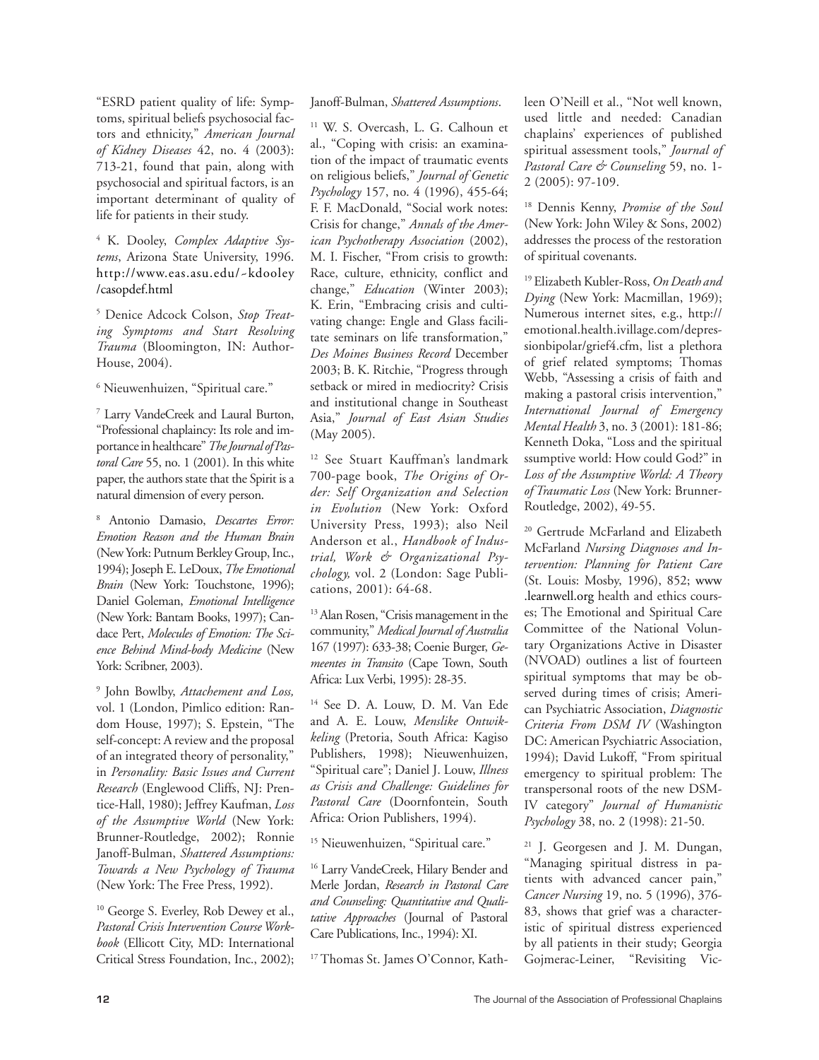"ESRD patient quality of life: Symptoms, spiritual beliefs psychosocial factors and ethnicity," *American Journal of Kidney Diseases* 42, no. 4 (2003): 713-21, found that pain, along with psychosocial and spiritual factors, is an important determinant of quality of life for patients in their study.

[4] K. Dooley, *Complex Adaptive Systems*, Arizona State University, 1996. http://www.eas.asu.edu/~kdooley/casopdef.html

[5] Denice Adcock Colson, *Stop Treating Symptoms and Start Resolving Trauma* (Bloomington, IN: AuthorHouse, 2004).

[6] Nieuwenhuizen, "Spiritual care."

[7] Larry VandeCreek and Laural Burton, "Professional chaplaincy: Its role and importance in healthcare" *The Journal of Pastoral Care* 55, no. 1 (2001). In this white paper, the authors state that the Spirit is a natural dimension of every person.

[8] Antonio Damasio, *Descartes Error: Emotion Reason and the Human Brain* (New York: Putnum Berkley Group, Inc., 1994); Joseph E. LeDoux, *The Emotional Brain* (New York: Touchstone, 1996); Daniel Goleman, *Emotional Intelligence* (New York: Bantam Books, 1997); Candace Pert, *Molecules of Emotion: The Science Behind Mind-body Medicine* (New York: Scribner, 2003).

[9] John Bowlby, *Attachement and Loss,* vol. 1 (London, Pimlico edition: Random House, 1997); S. Epstein, "The self-concept: A review and the proposal of an integrated theory of personality," in *Personality: Basic Issues and Current Research* (Englewood Cliffs, NJ: Prentice-Hall, 1980); Jeffrey Kaufman, *Loss of the Assumptive World* (New York: Brunner-Routledge, 2002); Ronnie Janoff-Bulman, *Shattered Assumptions: Towards a New Psychology of Trauma* (New York: The Free Press, 1992).

[10] George S. Everley, Rob Dewey et al., *Pastoral Crisis Intervention Course Workbook* (Ellicott City, MD: International Critical Stress Foundation, Inc., 2002); Janoff-Bulman, *Shattered Assumptions*.

[11] W. S. Overcash, L. G. Calhoun et al., "Coping with crisis: an examination of the impact of traumatic events on religious beliefs," *Journal of Genetic Psychology* 157, no. 4 (1996), 455-64; F. F. MacDonald, "Social work notes: Crisis for change," *Annals of the American Psychotherapy Association* (2002), M. I. Fischer, "From crisis to growth: Race, culture, ethnicity, conflict and change," *Education* (Winter 2003); K. Erin, "Embracing crisis and cultivating change: Engle and Glass facilitate seminars on life transformation," *Des Moines Business Record* December 2003; B. K. Ritchie, "Progress through setback or mired in mediocrity? Crisis and institutional change in Southeast Asia," *Journal of East Asian Studies* (May 2005).

[12] See Stuart Kauffman's landmark 700-page book, *The Origins of Order: Self Organization and Selection in Evolution* (New York: Oxford University Press, 1993); also Neil Anderson et al., *Handbook of Industrial, Work & Organizational Psychology,* vol. 2 (London: Sage Publications, 2001): 64-68.

[13] Alan Rosen, "Crisis management in the community," *Medical Journal of Australia* 167 (1997): 633-38; Coenie Burger, *Gemeentes in Transito* (Cape Town, South Africa: Lux Verbi, 1995): 28-35.

[14] See D. A. Louw, D. M. Van Ede and A. E. Louw, *Menslike Ontwikkeling* (Pretoria, South Africa: Kagiso Publishers, 1998); Nieuwenhuizen, "Spiritual care"; Daniel J. Louw, *Illness as Crisis and Challenge: Guidelines for Pastoral Care* (Doornfontein, South Africa: Orion Publishers, 1994).

[15] Nieuwenhuizen, "Spiritual care."

[16] Larry VandeCreek, Hilary Bender and Merle Jordan, *Research in Pastoral Care and Counseling: Quantitative and Qualitative Approaches* (Journal of Pastoral Care Publications, Inc., 1994): XI.

[17] Thomas St. James O'Connor, Kathleen O'Neill et al., "Not well known, used little and needed: Canadian chaplains' experiences of published spiritual assessment tools," *Journal of Pastoral Care & Counseling* 59, no. 1-2 (2005): 97-109.

[18] Dennis Kenny, *Promise of the Soul* (New York: John Wiley & Sons, 2002) addresses the process of the restoration of spiritual covenants.

[19] Elizabeth Kubler-Ross, *On Death and Dying* (New York: Macmillan, 1969); Numerous internet sites, e.g., http://emotional.health.ivillage.com/depressionbipolar/grief4.cfm, list a plethora of grief related symptoms; Thomas Webb, "Assessing a crisis of faith and making a pastoral crisis intervention," *International Journal of Emergency Mental Health* 3, no. 3 (2001): 181-86; Kenneth Doka, "Loss and the spiritual ssumptive world: How could God?" in *Loss of the Assumptive World: A Theory of Traumatic Loss* (New York: Brunner-Routledge, 2002), 49-55.

[20] Gertrude McFarland and Elizabeth McFarland *Nursing Diagnoses and Intervention: Planning for Patient Care* (St. Louis: Mosby, 1996), 852; www.learnwell.org health and ethics courses; The Emotional and Spiritual Care Committee of the National Voluntary Organizations Active in Disaster (NVOAD) outlines a list of fourteen spiritual symptoms that may be observed during times of crisis; American Psychiatric Association, *Diagnostic Criteria From DSM IV* (Washington DC: American Psychiatric Association, 1994); David Lukoff, "From spiritual emergency to spiritual problem: The transpersonal roots of the new DSM-IV category" *Journal of Humanistic Psychology* 38, no. 2 (1998): 21-50.

[21] J. Georgesen and J. M. Dungan, "Managing spiritual distress in patients with advanced cancer pain," *Cancer Nursing* 19, no. 5 (1996), 376-83, shows that grief was a characteristic of spiritual distress experienced by all patients in their study; Georgia Gojmerac-Leiner, "Revisiting Vic-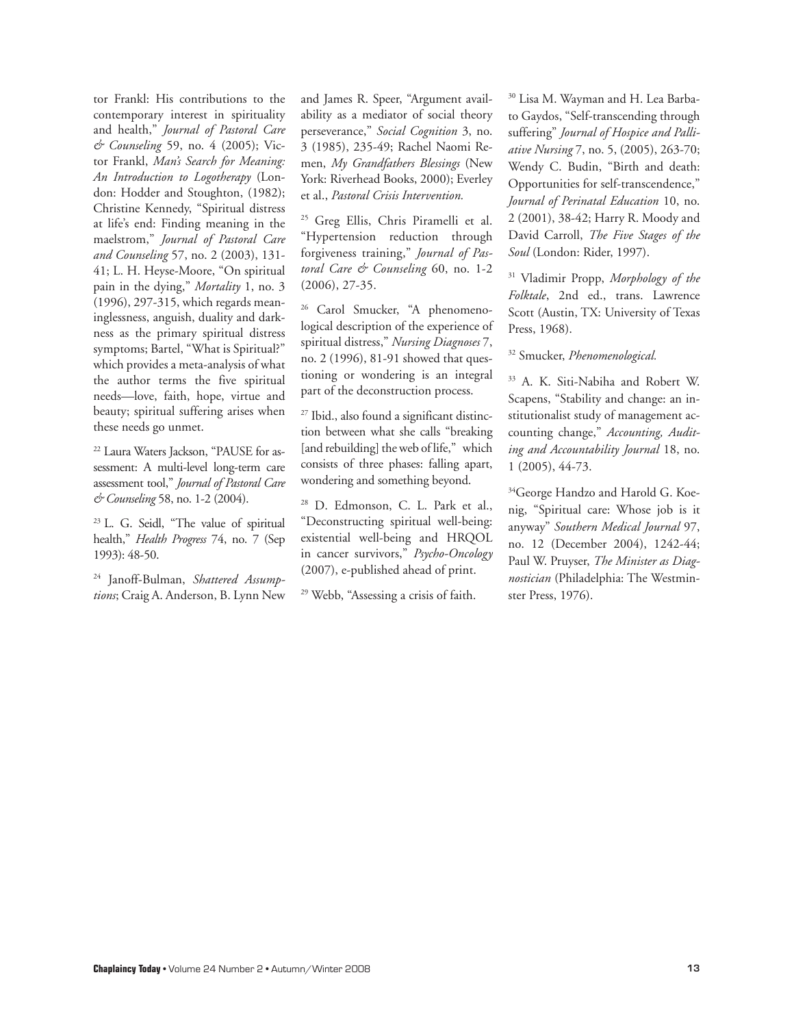tor Frankl: His contributions to the contemporary interest in spirituality and health," *Journal of Pastoral Care & Counseling* 59, no. 4 (2005); Victor Frankl, *Man's Search for Meaning: An Introduction to Logotherapy* (London: Hodder and Stoughton, (1982); Christine Kennedy, "Spiritual distress at life's end: Finding meaning in the maelstrom," *Journal of Pastoral Care and Counseling* 57, no. 2 (2003), 131-41; L. H. Heyse-Moore, "On spiritual pain in the dying," *Mortality* 1, no. 3 (1996), 297-315, which regards meaninglessness, anguish, duality and darkness as the primary spiritual distress symptoms; Bartel, "What is Spiritual?" which provides a meta-analysis of what the author terms the five spiritual needs—love, faith, hope, virtue and beauty; spiritual suffering arises when these needs go unmet.

[22] Laura Waters Jackson, "PAUSE for assessment: A multi-level long-term care assessment tool," *Journal of Pastoral Care & Counseling* 58, no. 1-2 (2004).

[23] L. G. Seidl, "The value of spiritual health," *Health Progress* 74, no. 7 (Sep 1993): 48-50.

[24] Janoff-Bulman, *Shattered Assumptions*; Craig A. Anderson, B. Lynn New and James R. Speer, "Argument availability as a mediator of social theory perseverance," *Social Cognition* 3, no. 3 (1985), 235-49; Rachel Naomi Remen, *My Grandfathers Blessings* (New York: Riverhead Books, 2000); Everley et al., *Pastoral Crisis Intervention.*

[25] Greg Ellis, Chris Piramelli et al. "Hypertension reduction through forgiveness training," *Journal of Pastoral Care & Counseling* 60, no. 1-2 (2006), 27-35.

[26] Carol Smucker, "A phenomenological description of the experience of spiritual distress," *Nursing Diagnoses* 7, no. 2 (1996), 81-91 showed that questioning or wondering is an integral part of the deconstruction process.

[27] Ibid., also found a significant distinction between what she calls "breaking [and rebuilding] the web of life," which consists of three phases: falling apart, wondering and something beyond.

[28] D. Edmonson, C. L. Park et al., "Deconstructing spiritual well-being: existential well-being and HRQOL in cancer survivors," *Psycho-Oncology* (2007), e-published ahead of print.

[29] Webb, "Assessing a crisis of faith.

[30] Lisa M. Wayman and H. Lea Barbato Gaydos, "Self-transcending through suffering" *Journal of Hospice and Palliative Nursing* 7, no. 5, (2005), 263-70; Wendy C. Budin, "Birth and death: Opportunities for self-transcendence," *Journal of Perinatal Education* 10, no. 2 (2001), 38-42; Harry R. Moody and David Carroll, *The Five Stages of the Soul* (London: Rider, 1997).

[31] Vladimir Propp, *Morphology of the Folktale*, 2nd ed., trans. Lawrence Scott (Austin, TX: University of Texas Press, 1968).

[32] Smucker, *Phenomenological.*

[33] A. K. Siti-Nabiha and Robert W. Scapens, "Stability and change: an institutionalist study of management accounting change," *Accounting, Auditing and Accountability Journal* 18, no. 1 (2005), 44-73.

[34] George Handzo and Harold G. Koenig, "Spiritual care: Whose job is it anyway" *Southern Medical Journal* 97, no. 12 (December 2004), 1242-44; Paul W. Pruyser, *The Minister as Diagnostician* (Philadelphia: The Westminster Press, 1976).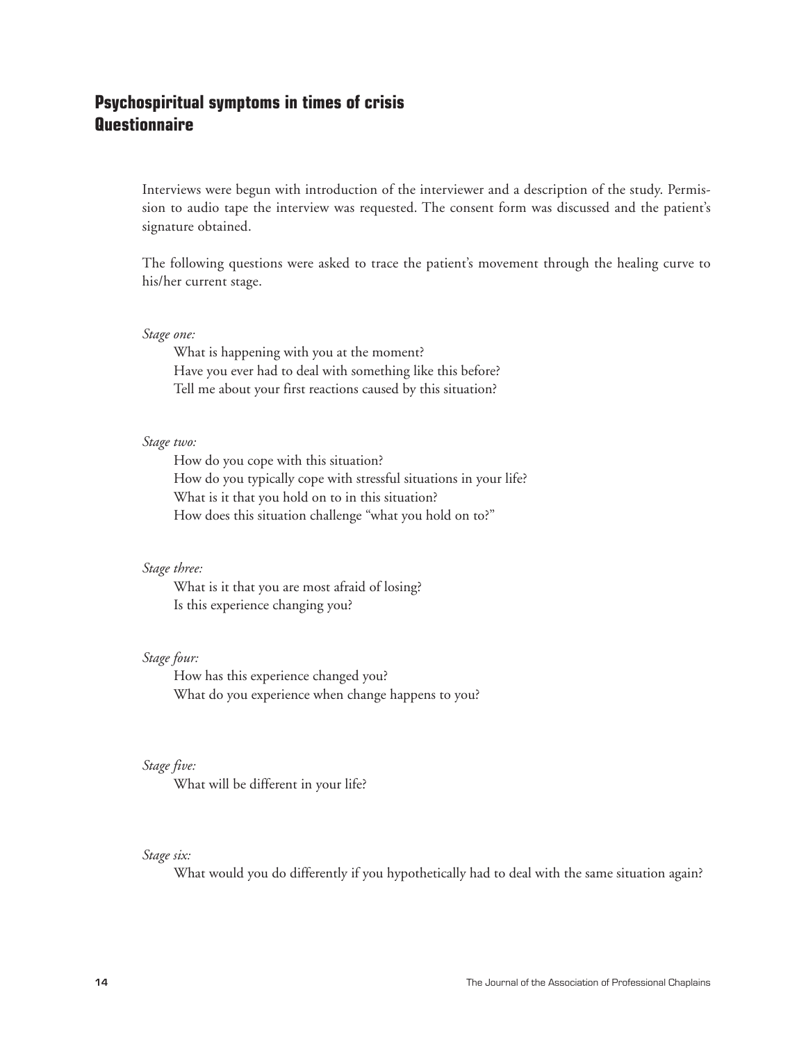## Psychospiritual symptoms in times of crisis
## Questionnaire

Interviews were begun with introduction of the interviewer and a description of the study. Permission to audio tape the interview was requested. The consent form was discussed and the patient's signature obtained.

The following questions were asked to trace the patient's movement through the healing curve to his/her current stage.

*Stage one:*

What is happening with you at the moment?
Have you ever had to deal with something like this before?
Tell me about your first reactions caused by this situation?

*Stage two:*

How do you cope with this situation?
How do you typically cope with stressful situations in your life?
What is it that you hold on to in this situation?
How does this situation challenge "what you hold on to?"

*Stage three:*

What is it that you are most afraid of losing?
Is this experience changing you?

*Stage four:*

How has this experience changed you?
What do you experience when change happens to you?

*Stage five:*

What will be different in your life?

*Stage six:*

What would you do differently if you hypothetically had to deal with the same situation again?